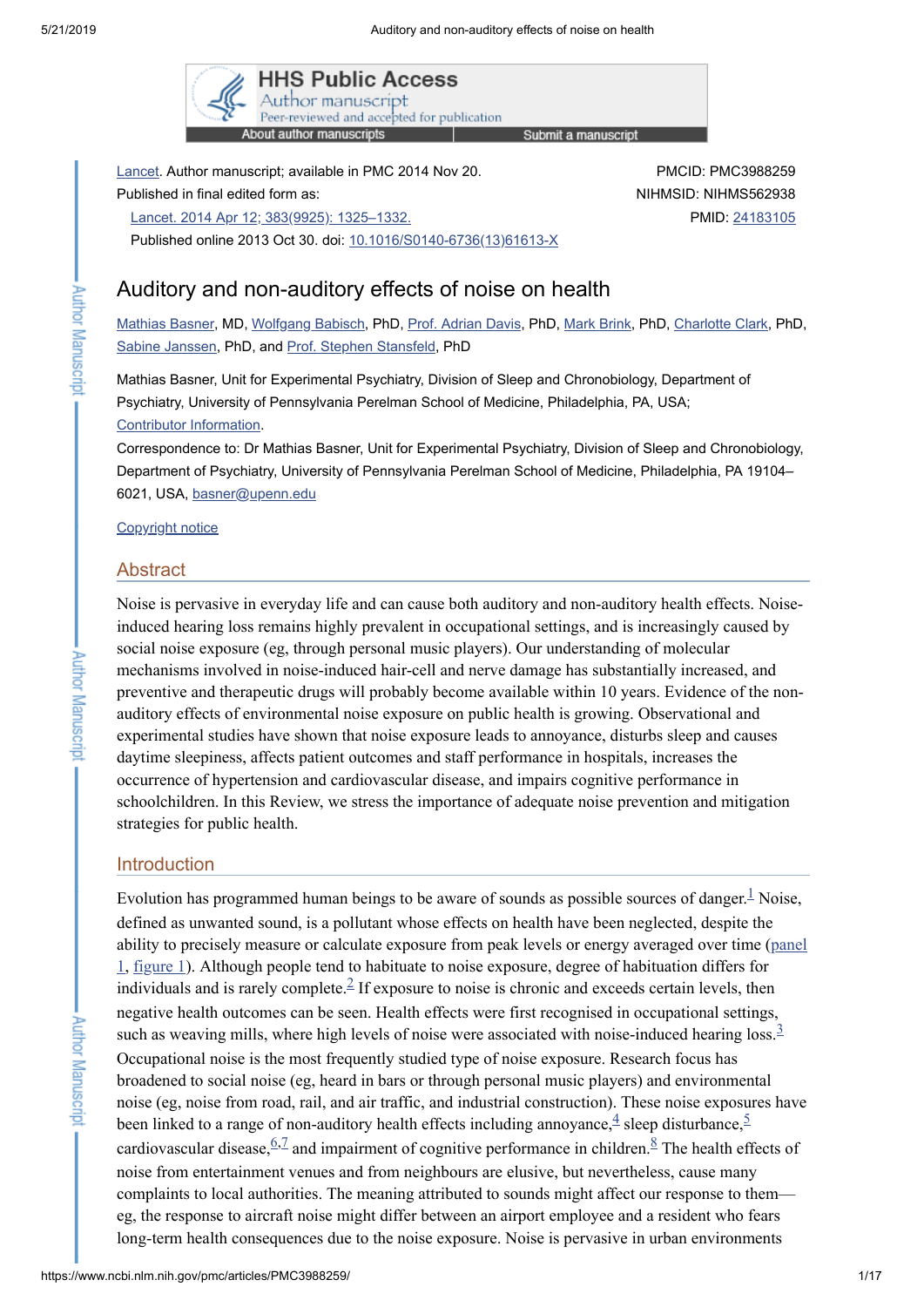Lancet. Author manuscript; available in PMC 2014 Nov 20.

Published in final edited form as:

Lancet. 2014 Apr 12; 383(9925): 1325–1332.

Published online 2013 Oct 30. doi: 10.1016/S0140-6736(13)61613-X

PMCID: PMC3988259

NIHMSID: NIHMS562938

PMID: 24183105

# Auditory and non-auditory effects of noise on health

Mathias Basner, MD, Wolfgang Babisch, PhD, Prof. Adrian Davis, PhD, Mark Brink, PhD, Charlotte Clark, PhD, Sabine Janssen, PhD, and Prof. Stephen Stansfeld, PhD

Mathias Basner, Unit for Experimental Psychiatry, Division of Sleep and Chronobiology, Department of Psychiatry, University of Pennsylvania Perelman School of Medicine, Philadelphia, PA, USA;

Contributor Information.

Correspondence to: Dr Mathias Basner, Unit for Experimental Psychiatry, Division of Sleep and Chronobiology, Department of Psychiatry, University of Pennsylvania Perelman School of Medicine, Philadelphia, PA 19104–6021, USA, basner@upenn.edu

Copyright notice

## Abstract

Noise is pervasive in everyday life and can cause both auditory and non-auditory health effects. Noise-induced hearing loss remains highly prevalent in occupational settings, and is increasingly caused by social noise exposure (eg, through personal music players). Our understanding of molecular mechanisms involved in noise-induced hair-cell and nerve damage has substantially increased, and preventive and therapeutic drugs will probably become available within 10 years. Evidence of the non-auditory effects of environmental noise exposure on public health is growing. Observational and experimental studies have shown that noise exposure leads to annoyance, disturbs sleep and causes daytime sleepiness, affects patient outcomes and staff performance in hospitals, increases the occurrence of hypertension and cardiovascular disease, and impairs cognitive performance in schoolchildren. In this Review, we stress the importance of adequate noise prevention and mitigation strategies for public health.

## Introduction

Evolution has programmed human beings to be aware of sounds as possible sources of danger.[1] Noise, defined as unwanted sound, is a pollutant whose effects on health have been neglected, despite the ability to precisely measure or calculate exposure from peak levels or energy averaged over time (panel 1, figure 1). Although people tend to habituate to noise exposure, degree of habituation differs for individuals and is rarely complete.[2] If exposure to noise is chronic and exceeds certain levels, then negative health outcomes can be seen. Health effects were first recognised in occupational settings, such as weaving mills, where high levels of noise were associated with noise-induced hearing loss.[3] Occupational noise is the most frequently studied type of noise exposure. Research focus has broadened to social noise (eg, heard in bars or through personal music players) and environmental noise (eg, noise from road, rail, and air traffic, and industrial construction). These noise exposures have been linked to a range of non-auditory health effects including annoyance,[4] sleep disturbance,[5] cardiovascular disease,[6,7] and impairment of cognitive performance in children.[8] The health effects of noise from entertainment venues and from neighbours are elusive, but nevertheless, cause many complaints to local authorities. The meaning attributed to sounds might affect our response to them—eg, the response to aircraft noise might differ between an airport employee and a resident who fears long-term health consequences due to the noise exposure. Noise is pervasive in urban environments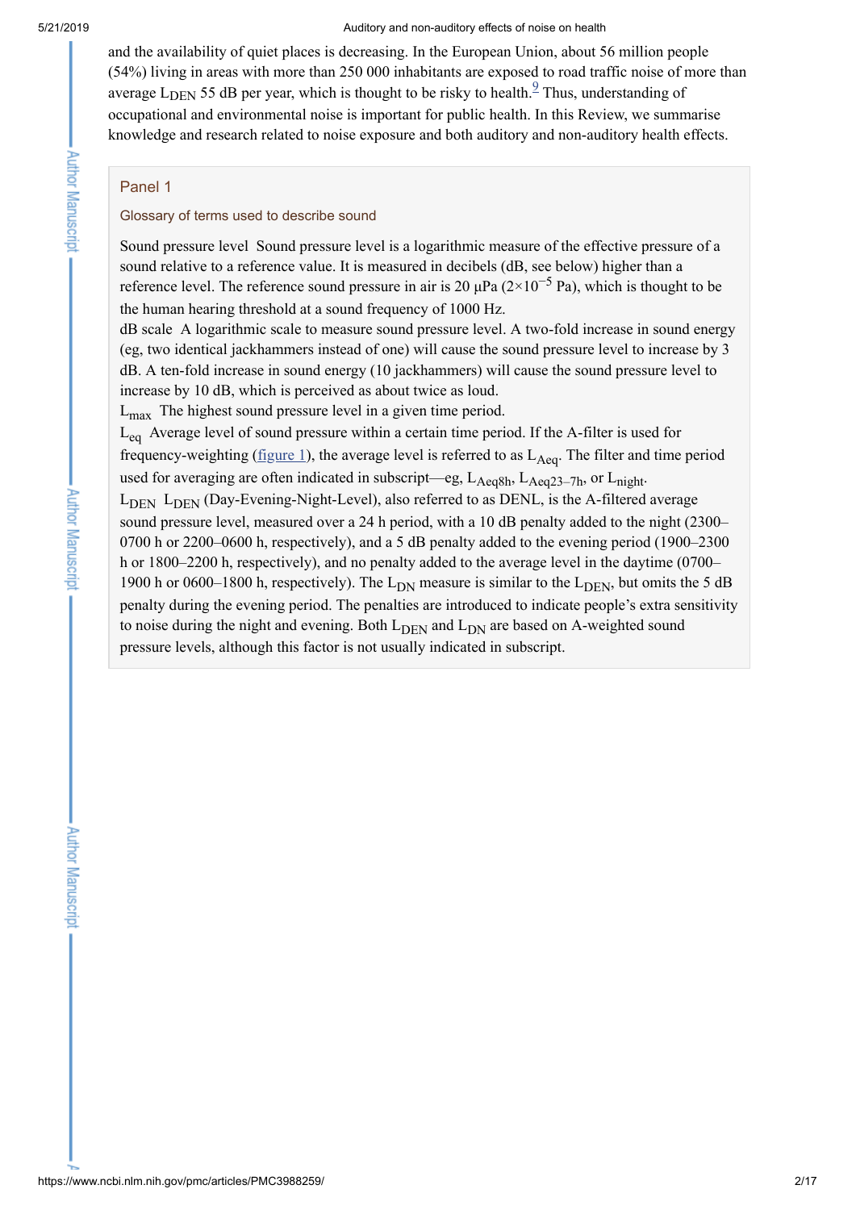and the availability of quiet places is decreasing. In the European Union, about 56 million people (54%) living in areas with more than 250 000 inhabitants are exposed to road traffic noise of more than average $L_{DEN}$ 55 dB per year, which is thought to be risky to health.[9] Thus, understanding of occupational and environmental noise is important for public health. In this Review, we summarise knowledge and research related to noise exposure and both auditory and non-auditory health effects.

### Panel 1

#### Glossary of terms used to describe sound

**Sound pressure level** Sound pressure level is a logarithmic measure of the effective pressure of a sound relative to a reference value. It is measured in decibels (dB, see below) higher than a reference level. The reference sound pressure in air is 20 μPa ($2\times10^{-5}$ Pa), which is thought to be the human hearing threshold at a sound frequency of 1000 Hz.

**dB scale** A logarithmic scale to measure sound pressure level. A two-fold increase in sound energy (eg, two identical jackhammers instead of one) will cause the sound pressure level to increase by 3 dB. A ten-fold increase in sound energy (10 jackhammers) will cause the sound pressure level to increase by 10 dB, which is perceived as about twice as loud.

**$L_{max}$** The highest sound pressure level in a given time period.

**$L_{eq}$** Average level of sound pressure within a certain time period. If the A-filter is used for frequency-weighting (figure 1), the average level is referred to as $L_{Aeq}$. The filter and time period used for averaging are often indicated in subscript—eg, $L_{Aeq8h}$, $L_{Aeq23–7h}$, or $L_{night}$.

**$L_{DEN}$** $L_{DEN}$ (Day-Evening-Night-Level), also referred to as DENL, is the A-filtered average sound pressure level, measured over a 24 h period, with a 10 dB penalty added to the night (2300–0700 h or 2200–0600 h, respectively), and a 5 dB penalty added to the evening period (1900–2300 h or 1800–2200 h, respectively), and no penalty added to the average level in the daytime (0700–1900 h or 0600–1800 h, respectively). The $L_{DN}$ measure is similar to the $L_{DEN}$, but omits the 5 dB penalty during the evening period. The penalties are introduced to indicate people's extra sensitivity to noise during the night and evening. Both $L_{DEN}$ and $L_{DN}$ are based on A-weighted sound pressure levels, although this factor is not usually indicated in subscript.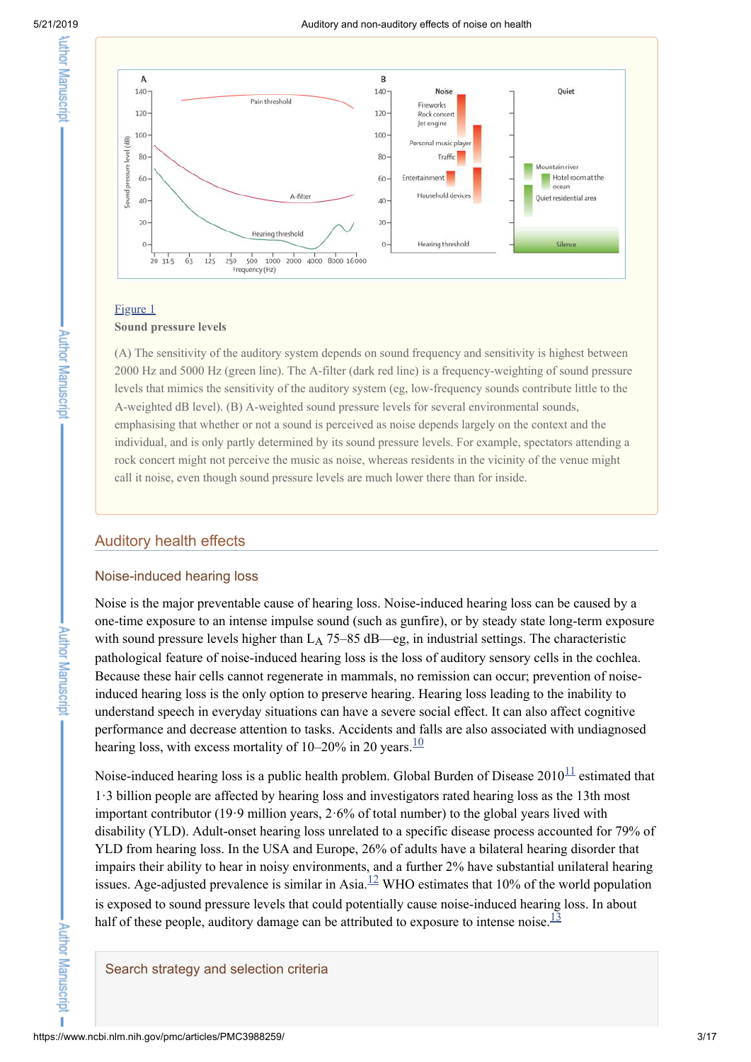[Figure 1](#)

**Sound pressure levels**

(A) The sensitivity of the auditory system depends on sound frequency and sensitivity is highest between 2000 Hz and 5000 Hz (green line). The A-filter (dark red line) is a frequency-weighting of sound pressure levels that mimics the sensitivity of the auditory system (eg, low-frequency sounds contribute little to the A-weighted dB level). (B) A-weighted sound pressure levels for several environmental sounds, emphasising that whether or not a sound is perceived as noise depends largely on the context and the individual, and is only partly determined by its sound pressure levels. For example, spectators attending a rock concert might not perceive the music as noise, whereas residents in the vicinity of the venue might call it noise, even though sound pressure levels are much lower there than for inside.

## Auditory health effects

### Noise-induced hearing loss

Noise is the major preventable cause of hearing loss. Noise-induced hearing loss can be caused by a one-time exposure to an intense impulse sound (such as gunfire), or by steady state long-term exposure with sound pressure levels higher than $L_A$ 75–85 dB—eg, in industrial settings. The characteristic pathological feature of noise-induced hearing loss is the loss of auditory sensory cells in the cochlea. Because these hair cells cannot regenerate in mammals, no remission can occur; prevention of noise-induced hearing loss is the only option to preserve hearing. Hearing loss leading to the inability to understand speech in everyday situations can have a severe social effect. It can also affect cognitive performance and decrease attention to tasks. Accidents and falls are also associated with undiagnosed hearing loss, with excess mortality of 10–20% in 20 years.[10]

Noise-induced hearing loss is a public health problem. Global Burden of Disease 2010[11] estimated that 1·3 billion people are affected by hearing loss and investigators rated hearing loss as the 13th most important contributor (19·9 million years, 2·6% of total number) to the global years lived with disability (YLD). Adult-onset hearing loss unrelated to a specific disease process accounted for 79% of YLD from hearing loss. In the USA and Europe, 26% of adults have a bilateral hearing disorder that impairs their ability to hear in noisy environments, and a further 2% have substantial unilateral hearing issues. Age-adjusted prevalence is similar in Asia.[12] WHO estimates that 10% of the world population is exposed to sound pressure levels that could potentially cause noise-induced hearing loss. In about half of these people, auditory damage can be attributed to exposure to intense noise.[13]

### Search strategy and selection criteria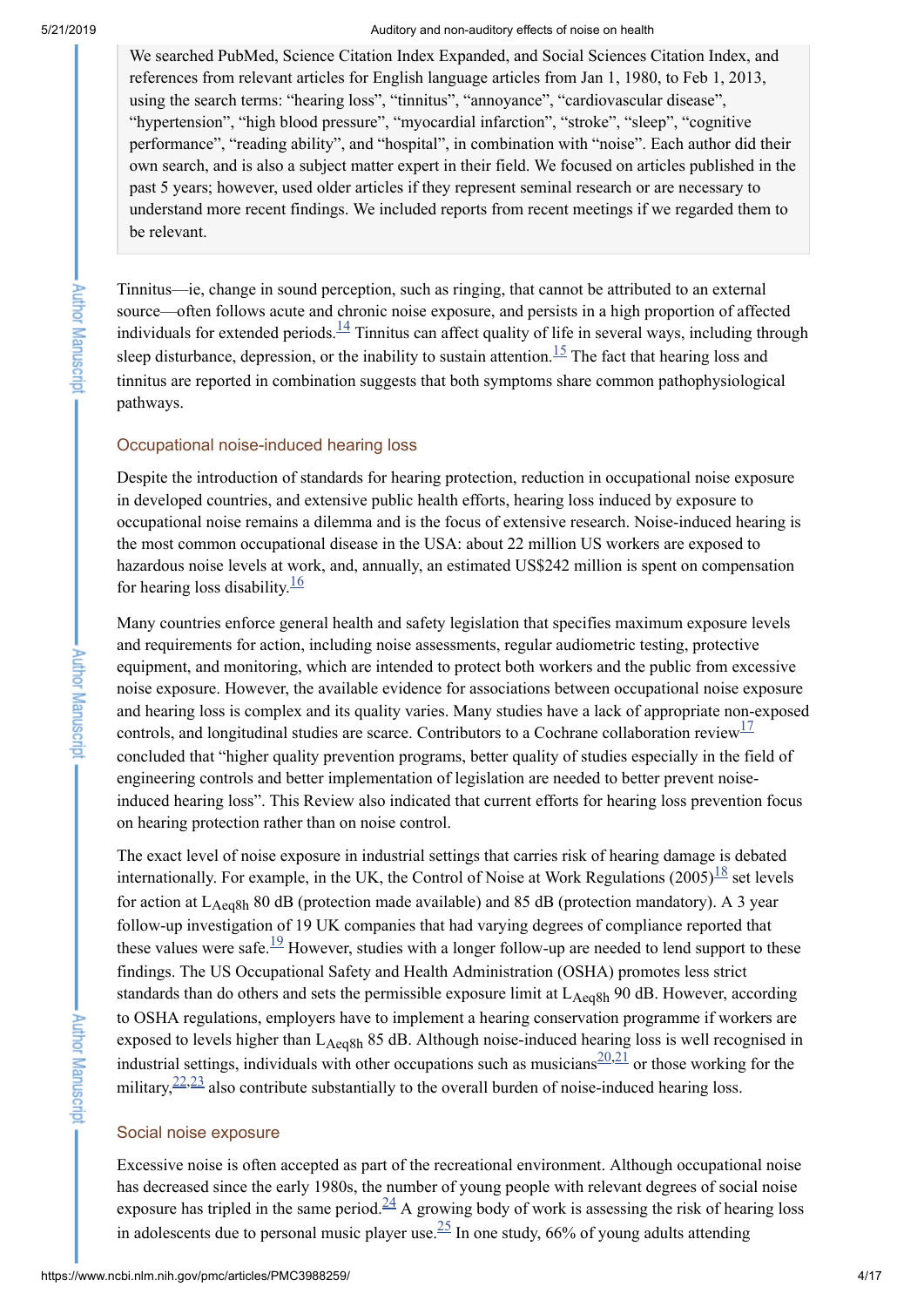We searched PubMed, Science Citation Index Expanded, and Social Sciences Citation Index, and references from relevant articles for English language articles from Jan 1, 1980, to Feb 1, 2013, using the search terms: "hearing loss", "tinnitus", "annoyance", "cardiovascular disease", "hypertension", "high blood pressure", "myocardial infarction", "stroke", "sleep", "cognitive performance", "reading ability", and "hospital", in combination with "noise". Each author did their own search, and is also a subject matter expert in their field. We focused on articles published in the past 5 years; however, used older articles if they represent seminal research or are necessary to understand more recent findings. We included reports from recent meetings if we regarded them to be relevant.

Tinnitus—ie, change in sound perception, such as ringing, that cannot be attributed to an external source—often follows acute and chronic noise exposure, and persists in a high proportion of affected individuals for extended periods.[14] Tinnitus can affect quality of life in several ways, including through sleep disturbance, depression, or the inability to sustain attention.[15] The fact that hearing loss and tinnitus are reported in combination suggests that both symptoms share common pathophysiological pathways.

### Occupational noise-induced hearing loss

Despite the introduction of standards for hearing protection, reduction in occupational noise exposure in developed countries, and extensive public health efforts, hearing loss induced by exposure to occupational noise remains a dilemma and is the focus of extensive research. Noise-induced hearing is the most common occupational disease in the USA: about 22 million US workers are exposed to hazardous noise levels at work, and, annually, an estimated US$242 million is spent on compensation for hearing loss disability.[16]

Many countries enforce general health and safety legislation that specifies maximum exposure levels and requirements for action, including noise assessments, regular audiometric testing, protective equipment, and monitoring, which are intended to protect both workers and the public from excessive noise exposure. However, the available evidence for associations between occupational noise exposure and hearing loss is complex and its quality varies. Many studies have a lack of appropriate non-exposed controls, and longitudinal studies are scarce. Contributors to a Cochrane collaboration review[17] concluded that "higher quality prevention programs, better quality of studies especially in the field of engineering controls and better implementation of legislation are needed to better prevent noise-induced hearing loss". This Review also indicated that current efforts for hearing loss prevention focus on hearing protection rather than on noise control.

The exact level of noise exposure in industrial settings that carries risk of hearing damage is debated internationally. For example, in the UK, the Control of Noise at Work Regulations (2005)[18] set levels for action at $L_{Aeq8h}$ 80 dB (protection made available) and 85 dB (protection mandatory). A 3 year follow-up investigation of 19 UK companies that had varying degrees of compliance reported that these values were safe.[19] However, studies with a longer follow-up are needed to lend support to these findings. The US Occupational Safety and Health Administration (OSHA) promotes less strict standards than do others and sets the permissible exposure limit at $L_{Aeq8h}$ 90 dB. However, according to OSHA regulations, employers have to implement a hearing conservation programme if workers are exposed to levels higher than $L_{Aeq8h}$ 85 dB. Although noise-induced hearing loss is well recognised in industrial settings, individuals with other occupations such as musicians[20,21] or those working for the military,[22,23] also contribute substantially to the overall burden of noise-induced hearing loss.

### Social noise exposure

Excessive noise is often accepted as part of the recreational environment. Although occupational noise has decreased since the early 1980s, the number of young people with relevant degrees of social noise exposure has tripled in the same period.[24] A growing body of work is assessing the risk of hearing loss in adolescents due to personal music player use.[25] In one study, 66% of young adults attending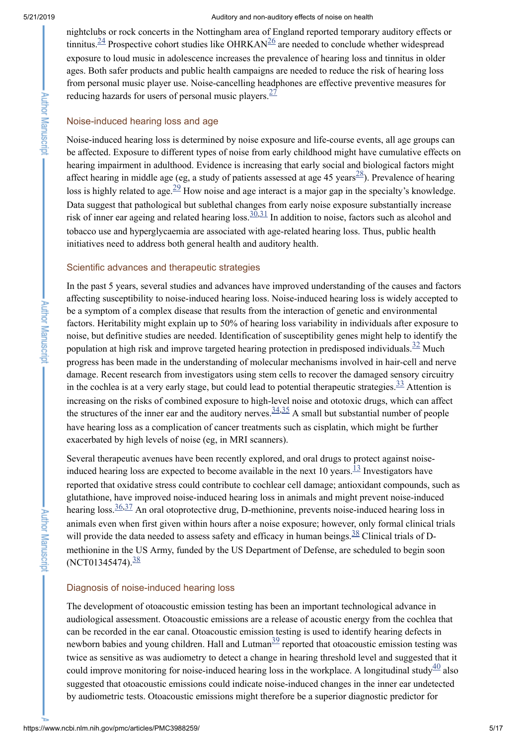nightclubs or rock concerts in the Nottingham area of England reported temporary auditory effects or tinnitus.[24] Prospective cohort studies like OHRKAN[26] are needed to conclude whether widespread exposure to loud music in adolescence increases the prevalence of hearing loss and tinnitus in older ages. Both safer products and public health campaigns are needed to reduce the risk of hearing loss from personal music player use. Noise-cancelling headphones are effective preventive measures for reducing hazards for users of personal music players.[27]

### Noise-induced hearing loss and age

Noise-induced hearing loss is determined by noise exposure and life-course events, all age groups can be affected. Exposure to different types of noise from early childhood might have cumulative effects on hearing impairment in adulthood. Evidence is increasing that early social and biological factors might affect hearing in middle age (eg, a study of patients assessed at age 45 years[28]). Prevalence of hearing loss is highly related to age.[29] How noise and age interact is a major gap in the specialty's knowledge. Data suggest that pathological but sublethal changes from early noise exposure substantially increase risk of inner ear ageing and related hearing loss.[30,31] In addition to noise, factors such as alcohol and tobacco use and hyperglycaemia are associated with age-related hearing loss. Thus, public health initiatives need to address both general health and auditory health.

### Scientific advances and therapeutic strategies

In the past 5 years, several studies and advances have improved understanding of the causes and factors affecting susceptibility to noise-induced hearing loss. Noise-induced hearing loss is widely accepted to be a symptom of a complex disease that results from the interaction of genetic and environmental factors. Heritability might explain up to 50% of hearing loss variability in individuals after exposure to noise, but definitive studies are needed. Identification of susceptibility genes might help to identify the population at high risk and improve targeted hearing protection in predisposed individuals.[32] Much progress has been made in the understanding of molecular mechanisms involved in hair-cell and nerve damage. Recent research from investigators using stem cells to recover the damaged sensory circuitry in the cochlea is at a very early stage, but could lead to potential therapeutic strategies.[33] Attention is increasing on the risks of combined exposure to high-level noise and ototoxic drugs, which can affect the structures of the inner ear and the auditory nerves.[34,35] A small but substantial number of people have hearing loss as a complication of cancer treatments such as cisplatin, which might be further exacerbated by high levels of noise (eg, in MRI scanners).

Several therapeutic avenues have been recently explored, and oral drugs to protect against noise-induced hearing loss are expected to become available in the next 10 years.[13] Investigators have reported that oxidative stress could contribute to cochlear cell damage; antioxidant compounds, such as glutathione, have improved noise-induced hearing loss in animals and might prevent noise-induced hearing loss.[36,37] An oral otoprotective drug, D-methionine, prevents noise-induced hearing loss in animals even when first given within hours after a noise exposure; however, only formal clinical trials will provide the data needed to assess safety and efficacy in human beings.[38] Clinical trials of D-methionine in the US Army, funded by the US Department of Defense, are scheduled to begin soon (NCT01345474).[38]

### Diagnosis of noise-induced hearing loss

The development of otoacoustic emission testing has been an important technological advance in audiological assessment. Otoacoustic emissions are a release of acoustic energy from the cochlea that can be recorded in the ear canal. Otoacoustic emission testing is used to identify hearing defects in newborn babies and young children. Hall and Lutman[39] reported that otoacoustic emission testing was twice as sensitive as was audiometry to detect a change in hearing threshold level and suggested that it could improve monitoring for noise-induced hearing loss in the workplace. A longitudinal study[40] also suggested that otoacoustic emissions could indicate noise-induced changes in the inner ear undetected by audiometric tests. Otoacoustic emissions might therefore be a superior diagnostic predictor for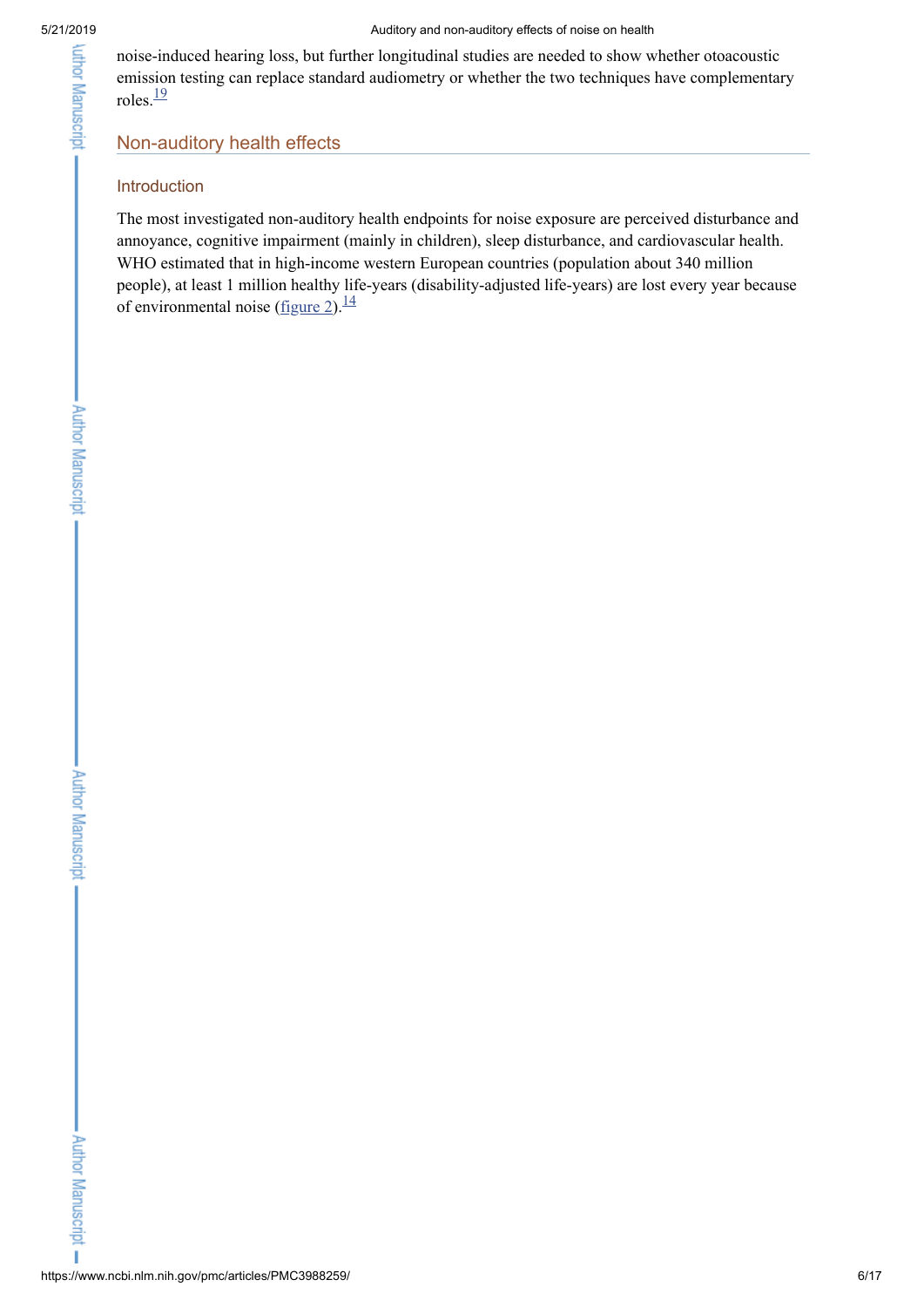noise-induced hearing loss, but further longitudinal studies are needed to show whether otoacoustic emission testing can replace standard audiometry or whether the two techniques have complementary roles.[19]

## Non-auditory health effects

### Introduction

The most investigated non-auditory health endpoints for noise exposure are perceived disturbance and annoyance, cognitive impairment (mainly in children), sleep disturbance, and cardiovascular health. WHO estimated that in high-income western European countries (population about 340 million people), at least 1 million healthy life-years (disability-adjusted life-years) are lost every year because of environmental noise (figure 2).[14]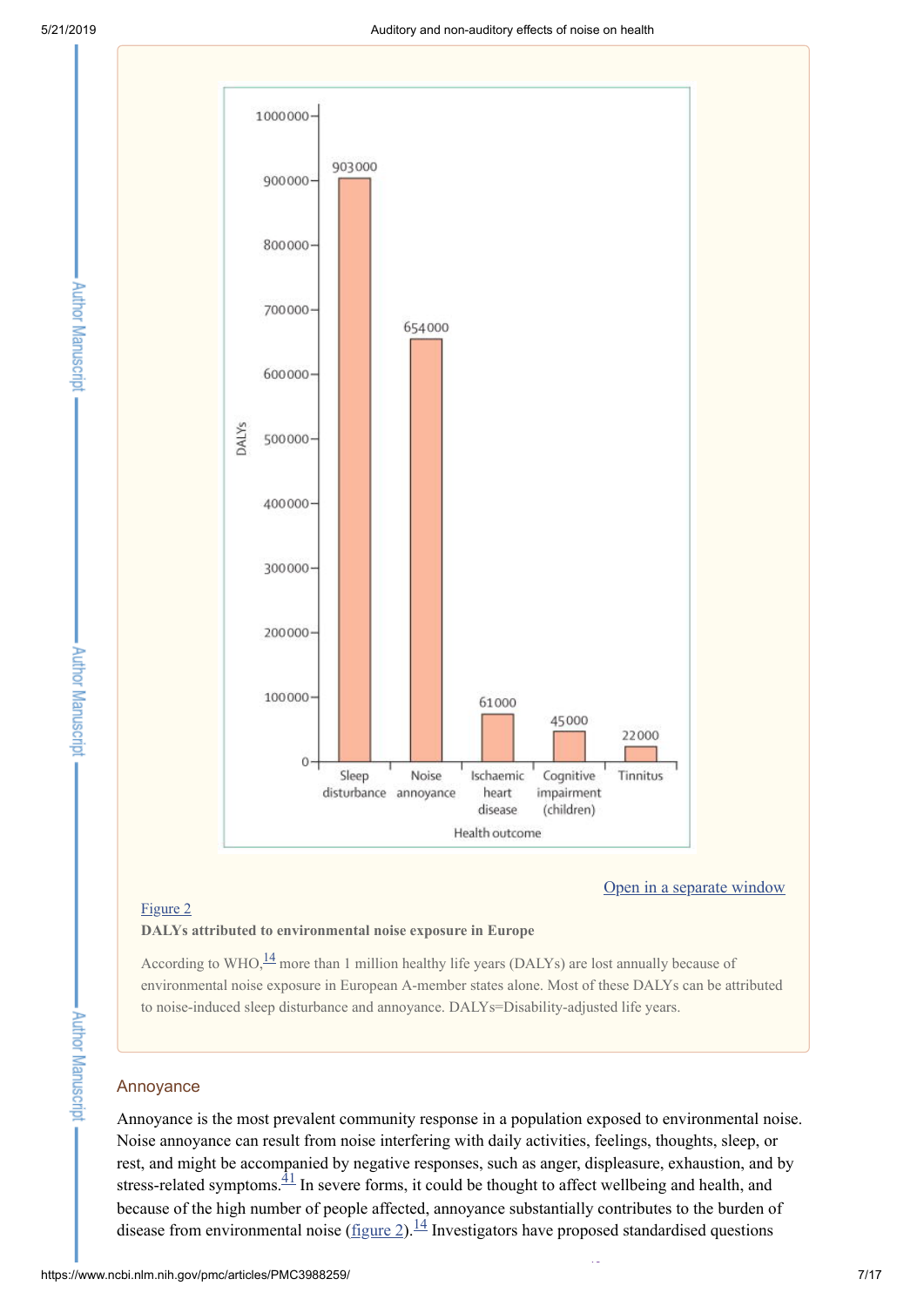Figure 2

**DALYs attributed to environmental noise exposure in Europe**

According to WHO,[14] more than 1 million healthy life years (DALYs) are lost annually because of environmental noise exposure in European A-member states alone. Most of these DALYs can be attributed to noise-induced sleep disturbance and annoyance. DALYs=Disability-adjusted life years.

## Annoyance

Annoyance is the most prevalent community response in a population exposed to environmental noise. Noise annoyance can result from noise interfering with daily activities, feelings, thoughts, sleep, or rest, and might be accompanied by negative responses, such as anger, displeasure, exhaustion, and by stress-related symptoms.[41] In severe forms, it could be thought to affect wellbeing and health, and because of the high number of people affected, annoyance substantially contributes to the burden of disease from environmental noise (figure 2).[14] Investigators have proposed standardised questions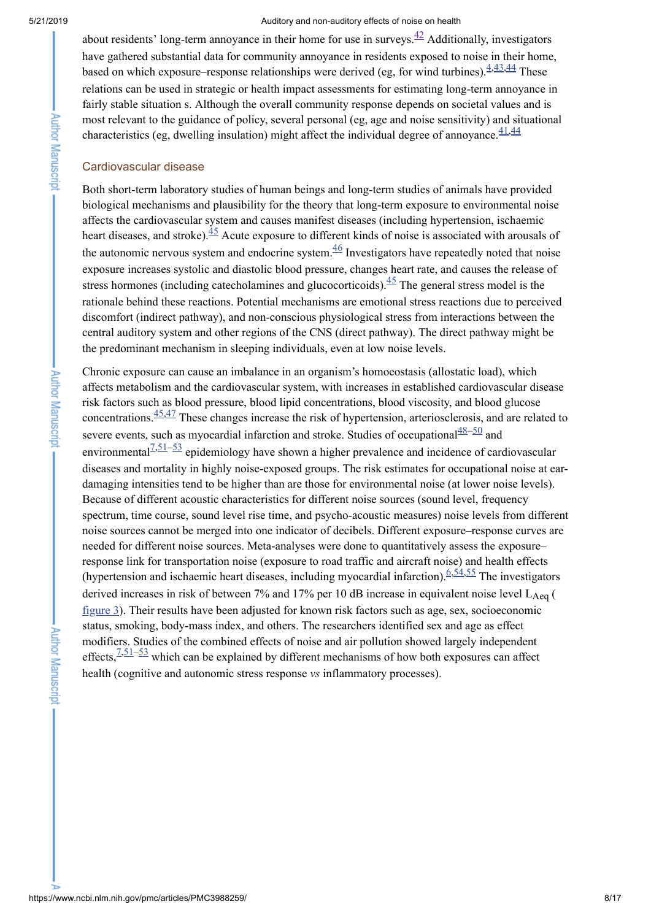about residents' long-term annoyance in their home for use in surveys.[42] Additionally, investigators have gathered substantial data for community annoyance in residents exposed to noise in their home, based on which exposure–response relationships were derived (eg, for wind turbines).[4,43,44] These relations can be used in strategic or health impact assessments for estimating long-term annoyance in fairly stable situation s. Although the overall community response depends on societal values and is most relevant to the guidance of policy, several personal (eg, age and noise sensitivity) and situational characteristics (eg, dwelling insulation) might affect the individual degree of annoyance.[41,44]

## Cardiovascular disease

Both short-term laboratory studies of human beings and long-term studies of animals have provided biological mechanisms and plausibility for the theory that long-term exposure to environmental noise affects the cardiovascular system and causes manifest diseases (including hypertension, ischaemic heart diseases, and stroke).[45] Acute exposure to different kinds of noise is associated with arousals of the autonomic nervous system and endocrine system.[46] Investigators have repeatedly noted that noise exposure increases systolic and diastolic blood pressure, changes heart rate, and causes the release of stress hormones (including catecholamines and glucocorticoids).[45] The general stress model is the rationale behind these reactions. Potential mechanisms are emotional stress reactions due to perceived discomfort (indirect pathway), and non-conscious physiological stress from interactions between the central auditory system and other regions of the CNS (direct pathway). The direct pathway might be the predominant mechanism in sleeping individuals, even at low noise levels.

Chronic exposure can cause an imbalance in an organism's homoeostasis (allostatic load), which affects metabolism and the cardiovascular system, with increases in established cardiovascular disease risk factors such as blood pressure, blood lipid concentrations, blood viscosity, and blood glucose concentrations.[45,47] These changes increase the risk of hypertension, arteriosclerosis, and are related to severe events, such as myocardial infarction and stroke. Studies of occupational[48–50] and environmental[7,51–53] epidemiology have shown a higher prevalence and incidence of cardiovascular diseases and mortality in highly noise-exposed groups. The risk estimates for occupational noise at ear-damaging intensities tend to be higher than are those for environmental noise (at lower noise levels). Because of different acoustic characteristics for different noise sources (sound level, frequency spectrum, time course, sound level rise time, and psycho-acoustic measures) noise levels from different noise sources cannot be merged into one indicator of decibels. Different exposure–response curves are needed for different noise sources. Meta-analyses were done to quantitatively assess the exposure–response link for transportation noise (exposure to road traffic and aircraft noise) and health effects (hypertension and ischaemic heart diseases, including myocardial infarction).[6,54,55] The investigators derived increases in risk of between 7% and 17% per 10 dB increase in equivalent noise level $L_{Aeq}$ (figure 3). Their results have been adjusted for known risk factors such as age, sex, socioeconomic status, smoking, body-mass index, and others. The researchers identified sex and age as effect modifiers. Studies of the combined effects of noise and air pollution showed largely independent effects,[7,51–53] which can be explained by different mechanisms of how both exposures can affect health (cognitive and autonomic stress response *vs* inflammatory processes).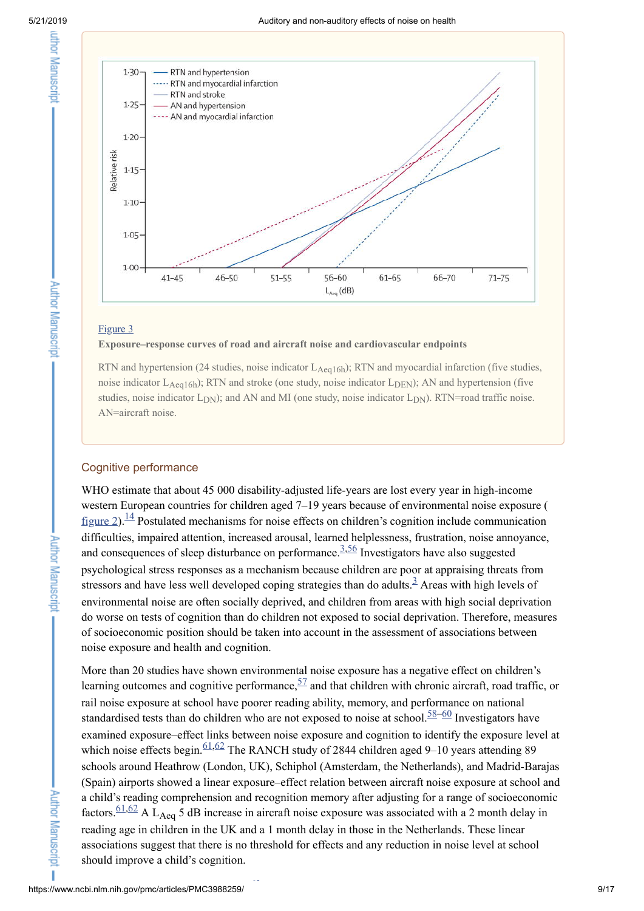Figure 3

**Exposure–response curves of road and aircraft noise and cardiovascular endpoints**

RTN and hypertension (24 studies, noise indicator $L_{Aeq16h}$); RTN and myocardial infarction (five studies, noise indicator $L_{Aeq16h}$); RTN and stroke (one study, noise indicator $L_{DEN}$); AN and hypertension (five studies, noise indicator $L_{DN}$); and AN and MI (one study, noise indicator $L_{DN}$). RTN=road traffic noise. AN=aircraft noise.

## Cognitive performance

WHO estimate that about 45 000 disability-adjusted life-years are lost every year in high-income western European countries for children aged 7–19 years because of environmental noise exposure (figure 2).[14] Postulated mechanisms for noise effects on children's cognition include communication difficulties, impaired attention, increased arousal, learned helplessness, frustration, noise annoyance, and consequences of sleep disturbance on performance.[3,56] Investigators have also suggested psychological stress responses as a mechanism because children are poor at appraising threats from stressors and have less well developed coping strategies than do adults.[3] Areas with high levels of environmental noise are often socially deprived, and children from areas with high social deprivation do worse on tests of cognition than do children not exposed to social deprivation. Therefore, measures of socioeconomic position should be taken into account in the assessment of associations between noise exposure and health and cognition.

More than 20 studies have shown environmental noise exposure has a negative effect on children's learning outcomes and cognitive performance,[57] and that children with chronic aircraft, road traffic, or rail noise exposure at school have poorer reading ability, memory, and performance on national standardised tests than do children who are not exposed to noise at school.[58–60] Investigators have examined exposure–effect links between noise exposure and cognition to identify the exposure level at which noise effects begin.[61,62] The RANCH study of 2844 children aged 9–10 years attending 89 schools around Heathrow (London, UK), Schiphol (Amsterdam, the Netherlands), and Madrid-Barajas (Spain) airports showed a linear exposure–effect relation between aircraft noise exposure at school and a child's reading comprehension and recognition memory after adjusting for a range of socioeconomic factors.[61,62] A $L_{Aeq}$ 5 dB increase in aircraft noise exposure was associated with a 2 month delay in reading age in children in the UK and a 1 month delay in those in the Netherlands. These linear associations suggest that there is no threshold for effects and any reduction in noise level at school should improve a child's cognition.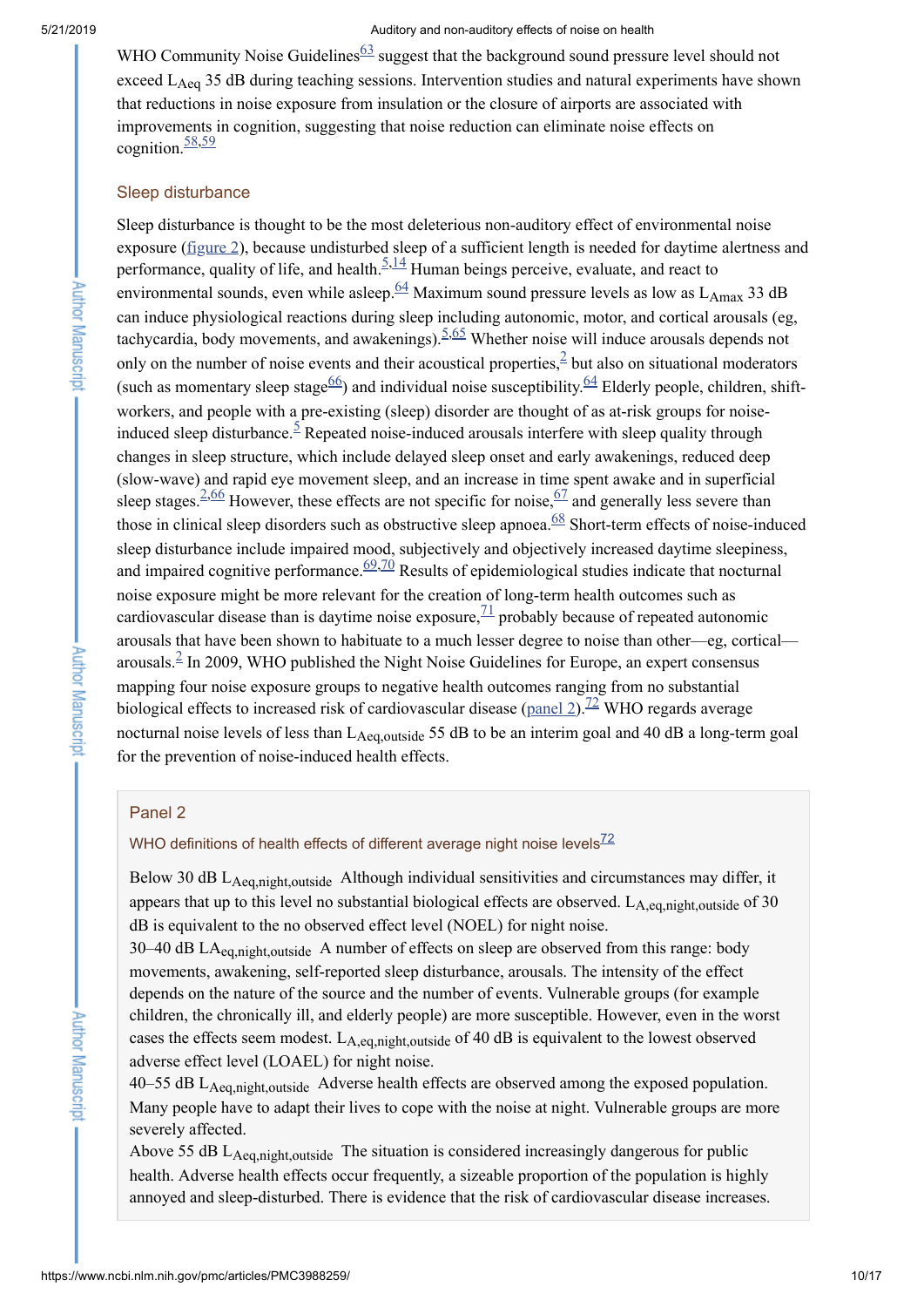WHO Community Noise Guidelines[63] suggest that the background sound pressure level should not exceed $L_{Aeq}$ 35 dB during teaching sessions. Intervention studies and natural experiments have shown that reductions in noise exposure from insulation or the closure of airports are associated with improvements in cognition, suggesting that noise reduction can eliminate noise effects on cognition.[58,59]

## Sleep disturbance

Sleep disturbance is thought to be the most deleterious non-auditory effect of environmental noise exposure (figure 2), because undisturbed sleep of a sufficient length is needed for daytime alertness and performance, quality of life, and health.[5,14] Human beings perceive, evaluate, and react to environmental sounds, even while asleep.[64] Maximum sound pressure levels as low as $L_{Amax}$ 33 dB can induce physiological reactions during sleep including autonomic, motor, and cortical arousals (eg, tachycardia, body movements, and awakenings).[5,65] Whether noise will induce arousals depends not only on the number of noise events and their acoustical properties,[2] but also on situational moderators (such as momentary sleep stage[66]) and individual noise susceptibility.[64] Elderly people, children, shift-workers, and people with a pre-existing (sleep) disorder are thought of as at-risk groups for noise-induced sleep disturbance.[5] Repeated noise-induced arousals interfere with sleep quality through changes in sleep structure, which include delayed sleep onset and early awakenings, reduced deep (slow-wave) and rapid eye movement sleep, and an increase in time spent awake and in superficial sleep stages.[2,66] However, these effects are not specific for noise,[67] and generally less severe than those in clinical sleep disorders such as obstructive sleep apnoea.[68] Short-term effects of noise-induced sleep disturbance include impaired mood, subjectively and objectively increased daytime sleepiness, and impaired cognitive performance.[69,70] Results of epidemiological studies indicate that nocturnal noise exposure might be more relevant for the creation of long-term health outcomes such as cardiovascular disease than is daytime noise exposure,[71] probably because of repeated autonomic arousals that have been shown to habituate to a much lesser degree to noise than other—eg, cortical—arousals.[2] In 2009, WHO published the Night Noise Guidelines for Europe, an expert consensus mapping four noise exposure groups to negative health outcomes ranging from no substantial biological effects to increased risk of cardiovascular disease (panel 2).[72] WHO regards average nocturnal noise levels of less than $L_{Aeq,outside}$ 55 dB to be an interim goal and 40 dB a long-term goal for the prevention of noise-induced health effects.

### Panel 2

**WHO definitions of health effects of different average night noise levels[72]**

Below 30 dB $L_{Aeq,night,outside}$ Although individual sensitivities and circumstances may differ, it appears that up to this level no substantial biological effects are observed. $L_{A,eq,night,outside}$ of 30 dB is equivalent to the no observed effect level (NOEL) for night noise.

30–40 dB $LA_{eq,night,outside}$ A number of effects on sleep are observed from this range: body movements, awakening, self-reported sleep disturbance, arousals. The intensity of the effect depends on the nature of the source and the number of events. Vulnerable groups (for example children, the chronically ill, and elderly people) are more susceptible. However, even in the worst cases the effects seem modest. $L_{A,eq,night,outside}$ of 40 dB is equivalent to the lowest observed adverse effect level (LOAEL) for night noise.

40–55 dB $L_{Aeq,night,outside}$ Adverse health effects are observed among the exposed population. Many people have to adapt their lives to cope with the noise at night. Vulnerable groups are more severely affected.

Above 55 dB $L_{Aeq,night,outside}$ The situation is considered increasingly dangerous for public health. Adverse health effects occur frequently, a sizeable proportion of the population is highly annoyed and sleep-disturbed. There is evidence that the risk of cardiovascular disease increases.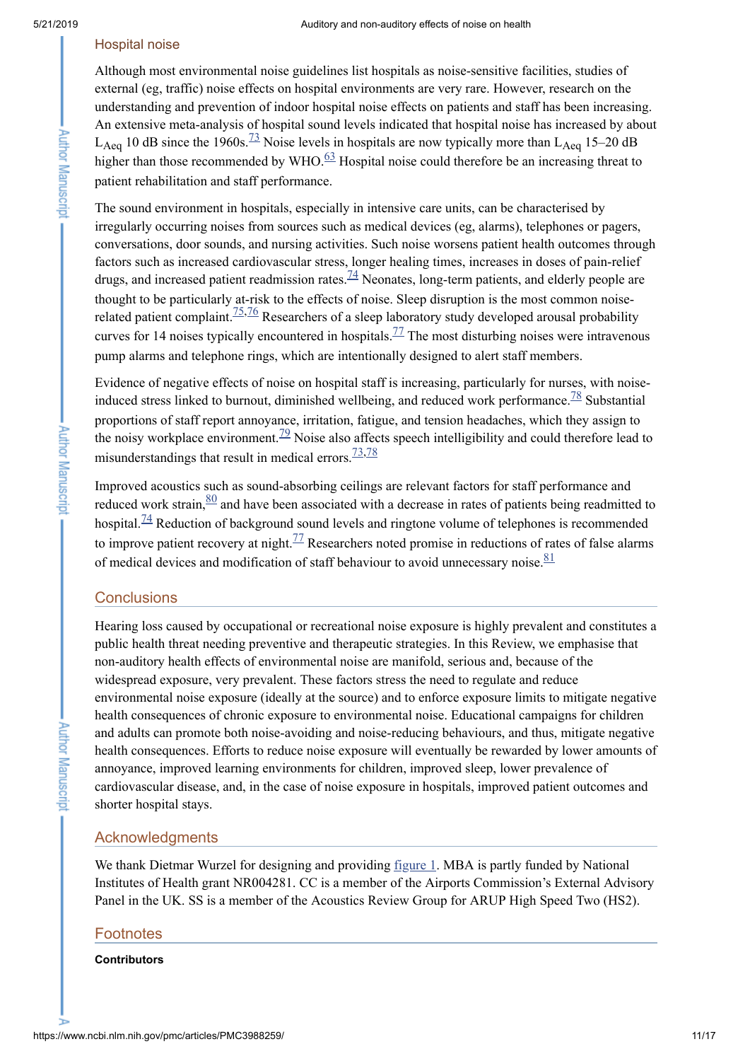## Hospital noise

Although most environmental noise guidelines list hospitals as noise-sensitive facilities, studies of external (eg, traffic) noise effects on hospital environments are very rare. However, research on the understanding and prevention of indoor hospital noise effects on patients and staff has been increasing. An extensive meta-analysis of hospital sound levels indicated that hospital noise has increased by about $L_{Aeq}$ 10 dB since the 1960s.[73] Noise levels in hospitals are now typically more than $L_{Aeq}$ 15–20 dB higher than those recommended by WHO.[63] Hospital noise could therefore be an increasing threat to patient rehabilitation and staff performance.

The sound environment in hospitals, especially in intensive care units, can be characterised by irregularly occurring noises from sources such as medical devices (eg, alarms), telephones or pagers, conversations, door sounds, and nursing activities. Such noise worsens patient health outcomes through factors such as increased cardiovascular stress, longer healing times, increases in doses of pain-relief drugs, and increased patient readmission rates.[74] Neonates, long-term patients, and elderly people are thought to be particularly at-risk to the effects of noise. Sleep disruption is the most common noise-related patient complaint.[75,76] Researchers of a sleep laboratory study developed arousal probability curves for 14 noises typically encountered in hospitals.[77] The most disturbing noises were intravenous pump alarms and telephone rings, which are intentionally designed to alert staff members.

Evidence of negative effects of noise on hospital staff is increasing, particularly for nurses, with noise-induced stress linked to burnout, diminished wellbeing, and reduced work performance.[78] Substantial proportions of staff report annoyance, irritation, fatigue, and tension headaches, which they assign to the noisy workplace environment.[79] Noise also affects speech intelligibility and could therefore lead to misunderstandings that result in medical errors.[73,78]

Improved acoustics such as sound-absorbing ceilings are relevant factors for staff performance and reduced work strain,[80] and have been associated with a decrease in rates of patients being readmitted to hospital.[74] Reduction of background sound levels and ringtone volume of telephones is recommended to improve patient recovery at night.[77] Researchers noted promise in reductions of rates of false alarms of medical devices and modification of staff behaviour to avoid unnecessary noise.[81]

## Conclusions

Hearing loss caused by occupational or recreational noise exposure is highly prevalent and constitutes a public health threat needing preventive and therapeutic strategies. In this Review, we emphasise that non-auditory health effects of environmental noise are manifold, serious and, because of the widespread exposure, very prevalent. These factors stress the need to regulate and reduce environmental noise exposure (ideally at the source) and to enforce exposure limits to mitigate negative health consequences of chronic exposure to environmental noise. Educational campaigns for children and adults can promote both noise-avoiding and noise-reducing behaviours, and thus, mitigate negative health consequences. Efforts to reduce noise exposure will eventually be rewarded by lower amounts of annoyance, improved learning environments for children, improved sleep, lower prevalence of cardiovascular disease, and, in the case of noise exposure in hospitals, improved patient outcomes and shorter hospital stays.

## Acknowledgments

We thank Dietmar Wurzel for designing and providing figure 1. MBA is partly funded by National Institutes of Health grant NR004281. CC is a member of the Airports Commission's External Advisory Panel in the UK. SS is a member of the Acoustics Review Group for ARUP High Speed Two (HS2).

## Footnotes

**Contributors**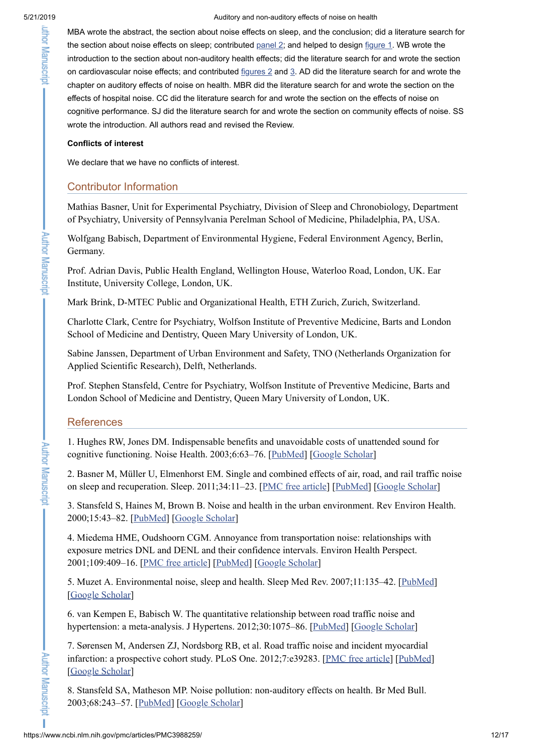MBA wrote the abstract, the section about noise effects on sleep, and the conclusion; did a literature search for the section about noise effects on sleep; contributed panel 2; and helped to design figure 1. WB wrote the introduction to the section about non-auditory health effects; did the literature search for and wrote the section on cardiovascular noise effects; and contributed figures 2 and 3. AD did the literature search for and wrote the chapter on auditory effects of noise on health. MBR did the literature search for and wrote the section on the effects of hospital noise. CC did the literature search for and wrote the section on the effects of noise on cognitive performance. SJ did the literature search for and wrote the section on community effects of noise. SS wrote the introduction. All authors read and revised the Review.

**Conflicts of interest**

We declare that we have no conflicts of interest.

## Contributor Information

Mathias Basner, Unit for Experimental Psychiatry, Division of Sleep and Chronobiology, Department of Psychiatry, University of Pennsylvania Perelman School of Medicine, Philadelphia, PA, USA.

Wolfgang Babisch, Department of Environmental Hygiene, Federal Environment Agency, Berlin, Germany.

Prof. Adrian Davis, Public Health England, Wellington House, Waterloo Road, London, UK. Ear Institute, University College, London, UK.

Mark Brink, D-MTEC Public and Organizational Health, ETH Zurich, Zurich, Switzerland.

Charlotte Clark, Centre for Psychiatry, Wolfson Institute of Preventive Medicine, Barts and London School of Medicine and Dentistry, Queen Mary University of London, UK.

Sabine Janssen, Department of Urban Environment and Safety, TNO (Netherlands Organization for Applied Scientific Research), Delft, Netherlands.

Prof. Stephen Stansfeld, Centre for Psychiatry, Wolfson Institute of Preventive Medicine, Barts and London School of Medicine and Dentistry, Queen Mary University of London, UK.

## References

1. Hughes RW, Jones DM. Indispensable benefits and unavoidable costs of unattended sound for cognitive functioning. Noise Health. 2003;6:63–76. [PubMed] [Google Scholar]

2. Basner M, Müller U, Elmenhorst EM. Single and combined effects of air, road, and rail traffic noise on sleep and recuperation. Sleep. 2011;34:11–23. [PMC free article] [PubMed] [Google Scholar]

3. Stansfeld S, Haines M, Brown B. Noise and health in the urban environment. Rev Environ Health. 2000;15:43–82. [PubMed] [Google Scholar]

4. Miedema HME, Oudshoorn CGM. Annoyance from transportation noise: relationships with exposure metrics DNL and DENL and their confidence intervals. Environ Health Perspect. 2001;109:409–16. [PMC free article] [PubMed] [Google Scholar]

5. Muzet A. Environmental noise, sleep and health. Sleep Med Rev. 2007;11:135–42. [PubMed] [Google Scholar]

6. van Kempen E, Babisch W. The quantitative relationship between road traffic noise and hypertension: a meta-analysis. J Hypertens. 2012;30:1075–86. [PubMed] [Google Scholar]

7. Sørensen M, Andersen ZJ, Nordsborg RB, et al. Road traffic noise and incident myocardial infarction: a prospective cohort study. PLoS One. 2012;7:e39283. [PMC free article] [PubMed] [Google Scholar]

8. Stansfeld SA, Matheson MP. Noise pollution: non-auditory effects on health. Br Med Bull. 2003;68:243–57. [PubMed] [Google Scholar]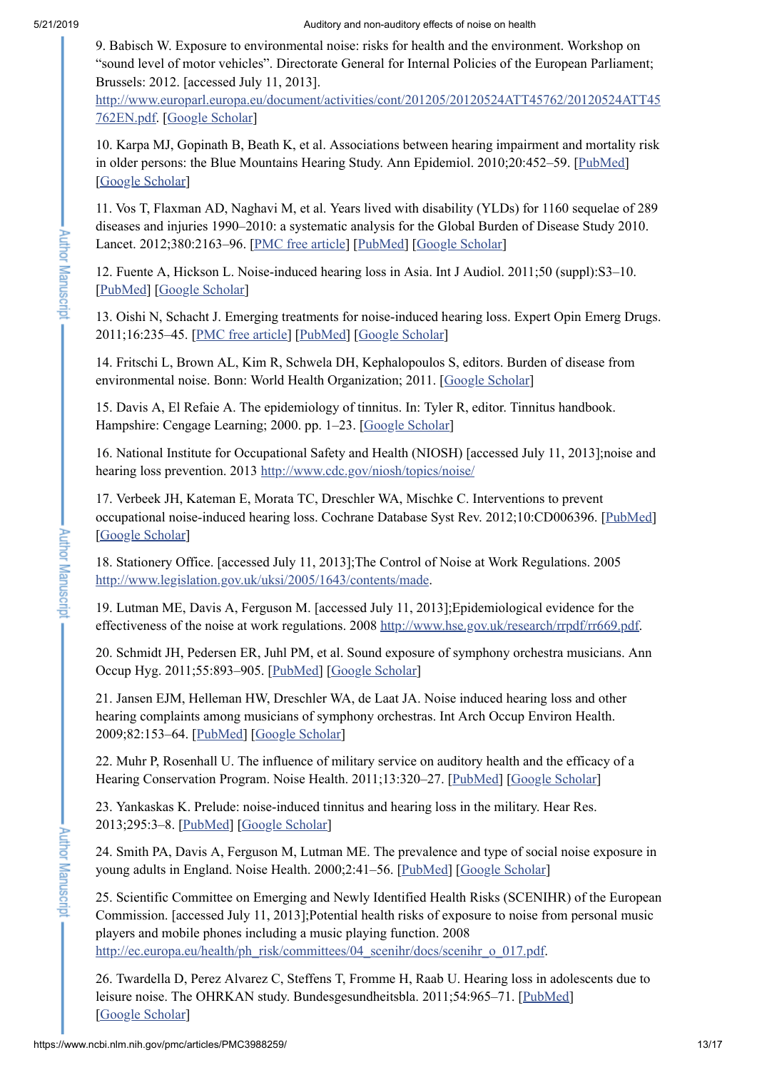9. Babisch W. Exposure to environmental noise: risks for health and the environment. Workshop on "sound level of motor vehicles". Directorate General for Internal Policies of the European Parliament; Brussels: 2012. [accessed July 11, 2013]. http://www.europarl.europa.eu/document/activities/cont/201205/20120524ATT45762/20120524ATT45762EN.pdf. [Google Scholar]

10. Karpa MJ, Gopinath B, Beath K, et al. Associations between hearing impairment and mortality risk in older persons: the Blue Mountains Hearing Study. Ann Epidemiol. 2010;20:452–59. [PubMed] [Google Scholar]

11. Vos T, Flaxman AD, Naghavi M, et al. Years lived with disability (YLDs) for 1160 sequelae of 289 diseases and injuries 1990–2010: a systematic analysis for the Global Burden of Disease Study 2010. Lancet. 2012;380:2163–96. [PMC free article] [PubMed] [Google Scholar]

12. Fuente A, Hickson L. Noise-induced hearing loss in Asia. Int J Audiol. 2011;50 (suppl):S3–10. [PubMed] [Google Scholar]

13. Oishi N, Schacht J. Emerging treatments for noise-induced hearing loss. Expert Opin Emerg Drugs. 2011;16:235–45. [PMC free article] [PubMed] [Google Scholar]

14. Fritschi L, Brown AL, Kim R, Schwela DH, Kephalopoulos S, editors. Burden of disease from environmental noise. Bonn: World Health Organization; 2011. [Google Scholar]

15. Davis A, El Refaie A. The epidemiology of tinnitus. In: Tyler R, editor. Tinnitus handbook. Hampshire: Cengage Learning; 2000. pp. 1–23. [Google Scholar]

16. National Institute for Occupational Safety and Health (NIOSH) [accessed July 11, 2013];noise and hearing loss prevention. 2013 http://www.cdc.gov/niosh/topics/noise/

17. Verbeek JH, Kateman E, Morata TC, Dreschler WA, Mischke C. Interventions to prevent occupational noise-induced hearing loss. Cochrane Database Syst Rev. 2012;10:CD006396. [PubMed] [Google Scholar]

18. Stationery Office. [accessed July 11, 2013];The Control of Noise at Work Regulations. 2005 http://www.legislation.gov.uk/uksi/2005/1643/contents/made.

19. Lutman ME, Davis A, Ferguson M. [accessed July 11, 2013];Epidemiological evidence for the effectiveness of the noise at work regulations. 2008 http://www.hse.gov.uk/research/rrpdf/rr669.pdf.

20. Schmidt JH, Pedersen ER, Juhl PM, et al. Sound exposure of symphony orchestra musicians. Ann Occup Hyg. 2011;55:893–905. [PubMed] [Google Scholar]

21. Jansen EJM, Helleman HW, Dreschler WA, de Laat JA. Noise induced hearing loss and other hearing complaints among musicians of symphony orchestras. Int Arch Occup Environ Health. 2009;82:153–64. [PubMed] [Google Scholar]

22. Muhr P, Rosenhall U. The influence of military service on auditory health and the efficacy of a Hearing Conservation Program. Noise Health. 2011;13:320–27. [PubMed] [Google Scholar]

23. Yankaskas K. Prelude: noise-induced tinnitus and hearing loss in the military. Hear Res. 2013;295:3–8. [PubMed] [Google Scholar]

24. Smith PA, Davis A, Ferguson M, Lutman ME. The prevalence and type of social noise exposure in young adults in England. Noise Health. 2000;2:41–56. [PubMed] [Google Scholar]

25. Scientific Committee on Emerging and Newly Identified Health Risks (SCENIHR) of the European Commission. [accessed July 11, 2013];Potential health risks of exposure to noise from personal music players and mobile phones including a music playing function. 2008 http://ec.europa.eu/health/ph_risk/committees/04_scenihr/docs/scenihr_o_017.pdf.

26. Twardella D, Perez Alvarez C, Steffens T, Fromme H, Raab U. Hearing loss in adolescents due to leisure noise. The OHRKAN study. Bundesgesundheitsbla. 2011;54:965–71. [PubMed] [Google Scholar]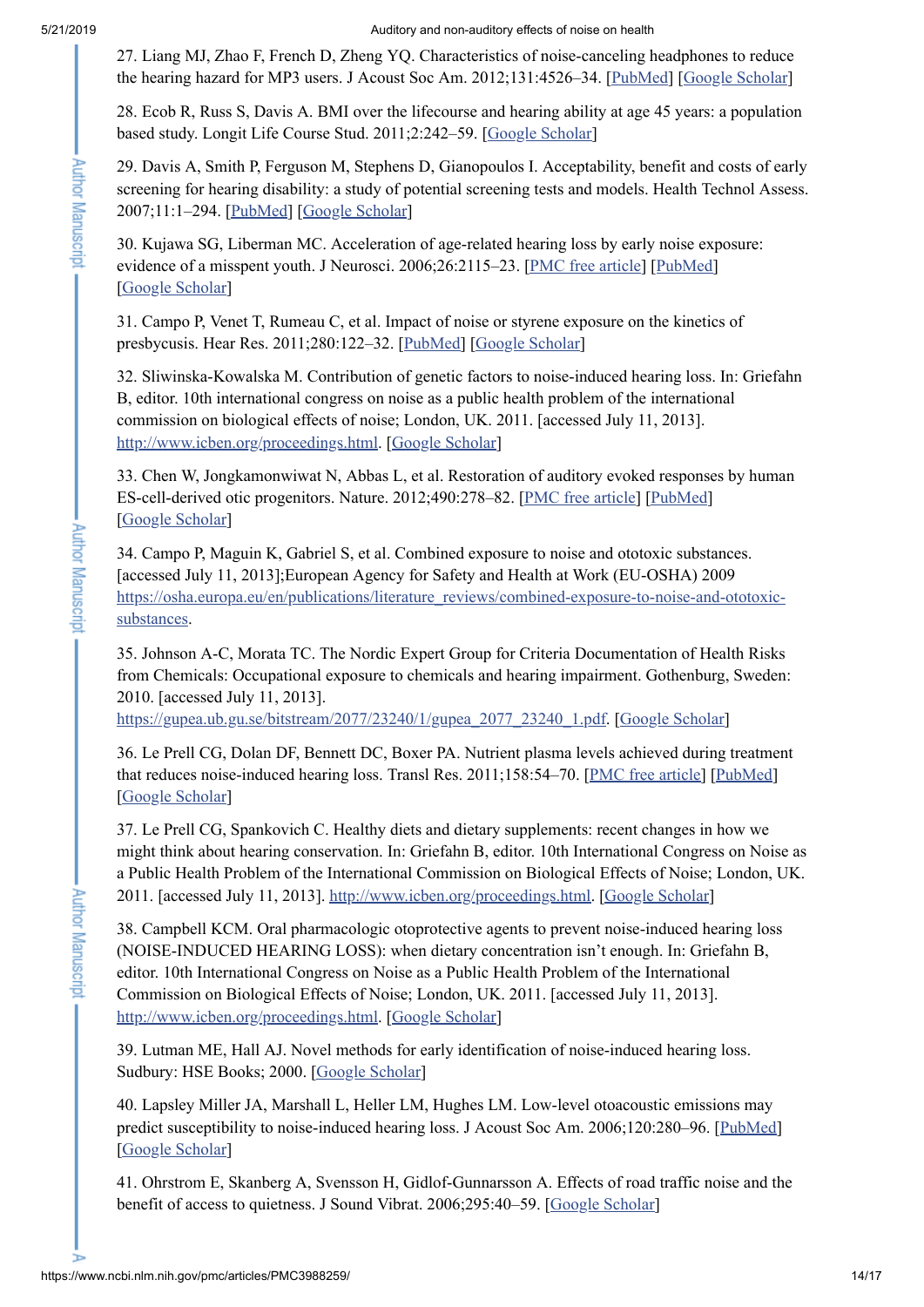27. Liang MJ, Zhao F, French D, Zheng YQ. Characteristics of noise-canceling headphones to reduce the hearing hazard for MP3 users. J Acoust Soc Am. 2012;131:4526–34. [PubMed] [Google Scholar]

28. Ecob R, Russ S, Davis A. BMI over the lifecourse and hearing ability at age 45 years: a population based study. Longit Life Course Stud. 2011;2:242–59. [Google Scholar]

29. Davis A, Smith P, Ferguson M, Stephens D, Gianopoulos I. Acceptability, benefit and costs of early screening for hearing disability: a study of potential screening tests and models. Health Technol Assess. 2007;11:1–294. [PubMed] [Google Scholar]

30. Kujawa SG, Liberman MC. Acceleration of age-related hearing loss by early noise exposure: evidence of a misspent youth. J Neurosci. 2006;26:2115–23. [PMC free article] [PubMed] [Google Scholar]

31. Campo P, Venet T, Rumeau C, et al. Impact of noise or styrene exposure on the kinetics of presbycusis. Hear Res. 2011;280:122–32. [PubMed] [Google Scholar]

32. Sliwinska-Kowalska M. Contribution of genetic factors to noise-induced hearing loss. In: Griefahn B, editor. 10th international congress on noise as a public health problem of the international commission on biological effects of noise; London, UK. 2011. [accessed July 11, 2013]. http://www.icben.org/proceedings.html. [Google Scholar]

33. Chen W, Jongkamonwiwat N, Abbas L, et al. Restoration of auditory evoked responses by human ES-cell-derived otic progenitors. Nature. 2012;490:278–82. [PMC free article] [PubMed] [Google Scholar]

34. Campo P, Maguin K, Gabriel S, et al. Combined exposure to noise and ototoxic substances. [accessed July 11, 2013];European Agency for Safety and Health at Work (EU-OSHA) 2009 https://osha.europa.eu/en/publications/literature_reviews/combined-exposure-to-noise-and-ototoxic-substances.

35. Johnson A-C, Morata TC. The Nordic Expert Group for Criteria Documentation of Health Risks from Chemicals: Occupational exposure to chemicals and hearing impairment. Gothenburg, Sweden: 2010. [accessed July 11, 2013]. https://gupea.ub.gu.se/bitstream/2077/23240/1/gupea_2077_23240_1.pdf. [Google Scholar]

36. Le Prell CG, Dolan DF, Bennett DC, Boxer PA. Nutrient plasma levels achieved during treatment that reduces noise-induced hearing loss. Transl Res. 2011;158:54–70. [PMC free article] [PubMed] [Google Scholar]

37. Le Prell CG, Spankovich C. Healthy diets and dietary supplements: recent changes in how we might think about hearing conservation. In: Griefahn B, editor. 10th International Congress on Noise as a Public Health Problem of the International Commission on Biological Effects of Noise; London, UK. 2011. [accessed July 11, 2013]. http://www.icben.org/proceedings.html. [Google Scholar]

38. Campbell KCM. Oral pharmacologic otoprotective agents to prevent noise-induced hearing loss (NOISE-INDUCED HEARING LOSS): when dietary concentration isn't enough. In: Griefahn B, editor. 10th International Congress on Noise as a Public Health Problem of the International Commission on Biological Effects of Noise; London, UK. 2011. [accessed July 11, 2013]. http://www.icben.org/proceedings.html. [Google Scholar]

39. Lutman ME, Hall AJ. Novel methods for early identification of noise-induced hearing loss. Sudbury: HSE Books; 2000. [Google Scholar]

40. Lapsley Miller JA, Marshall L, Heller LM, Hughes LM. Low-level otoacoustic emissions may predict susceptibility to noise-induced hearing loss. J Acoust Soc Am. 2006;120:280–96. [PubMed] [Google Scholar]

41. Ohrstrom E, Skanberg A, Svensson H, Gidlof-Gunnarsson A. Effects of road traffic noise and the benefit of access to quietness. J Sound Vibrat. 2006;295:40–59. [Google Scholar]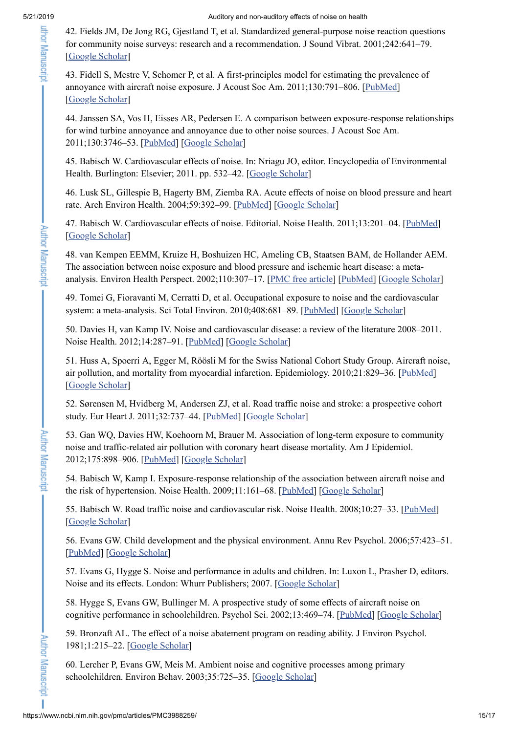42. Fields JM, De Jong RG, Gjestland T, et al. Standardized general-purpose noise reaction questions for community noise surveys: research and a recommendation. J Sound Vibrat. 2001;242:641–79. [Google Scholar]

43. Fidell S, Mestre V, Schomer P, et al. A first-principles model for estimating the prevalence of annoyance with aircraft noise exposure. J Acoust Soc Am. 2011;130:791–806. [PubMed] [Google Scholar]

44. Janssen SA, Vos H, Eisses AR, Pedersen E. A comparison between exposure-response relationships for wind turbine annoyance and annoyance due to other noise sources. J Acoust Soc Am. 2011;130:3746–53. [PubMed] [Google Scholar]

45. Babisch W. Cardiovascular effects of noise. In: Nriagu JO, editor. Encyclopedia of Environmental Health. Burlington: Elsevier; 2011. pp. 532–42. [Google Scholar]

46. Lusk SL, Gillespie B, Hagerty BM, Ziemba RA. Acute effects of noise on blood pressure and heart rate. Arch Environ Health. 2004;59:392–99. [PubMed] [Google Scholar]

47. Babisch W. Cardiovascular effects of noise. Editorial. Noise Health. 2011;13:201–04. [PubMed] [Google Scholar]

48. van Kempen EEMM, Kruize H, Boshuizen HC, Ameling CB, Staatsen BAM, de Hollander AEM. The association between noise exposure and blood pressure and ischemic heart disease: a meta-analysis. Environ Health Perspect. 2002;110:307–17. [PMC free article] [PubMed] [Google Scholar]

49. Tomei G, Fioravanti M, Cerratti D, et al. Occupational exposure to noise and the cardiovascular system: a meta-analysis. Sci Total Environ. 2010;408:681–89. [PubMed] [Google Scholar]

50. Davies H, van Kamp IV. Noise and cardiovascular disease: a review of the literature 2008–2011. Noise Health. 2012;14:287–91. [PubMed] [Google Scholar]

51. Huss A, Spoerri A, Egger M, Röösli M for the Swiss National Cohort Study Group. Aircraft noise, air pollution, and mortality from myocardial infarction. Epidemiology. 2010;21:829–36. [PubMed] [Google Scholar]

52. Sørensen M, Hvidberg M, Andersen ZJ, et al. Road traffic noise and stroke: a prospective cohort study. Eur Heart J. 2011;32:737–44. [PubMed] [Google Scholar]

53. Gan WQ, Davies HW, Koehoorn M, Brauer M. Association of long-term exposure to community noise and traffic-related air pollution with coronary heart disease mortality. Am J Epidemiol. 2012;175:898–906. [PubMed] [Google Scholar]

54. Babisch W, Kamp I. Exposure-response relationship of the association between aircraft noise and the risk of hypertension. Noise Health. 2009;11:161–68. [PubMed] [Google Scholar]

55. Babisch W. Road traffic noise and cardiovascular risk. Noise Health. 2008;10:27–33. [PubMed] [Google Scholar]

56. Evans GW. Child development and the physical environment. Annu Rev Psychol. 2006;57:423–51. [PubMed] [Google Scholar]

57. Evans G, Hygge S. Noise and performance in adults and children. In: Luxon L, Prasher D, editors. Noise and its effects. London: Whurr Publishers; 2007. [Google Scholar]

58. Hygge S, Evans GW, Bullinger M. A prospective study of some effects of aircraft noise on cognitive performance in schoolchildren. Psychol Sci. 2002;13:469–74. [PubMed] [Google Scholar]

59. Bronzaft AL. The effect of a noise abatement program on reading ability. J Environ Psychol. 1981;1:215–22. [Google Scholar]

60. Lercher P, Evans GW, Meis M. Ambient noise and cognitive processes among primary schoolchildren. Environ Behav. 2003;35:725–35. [Google Scholar]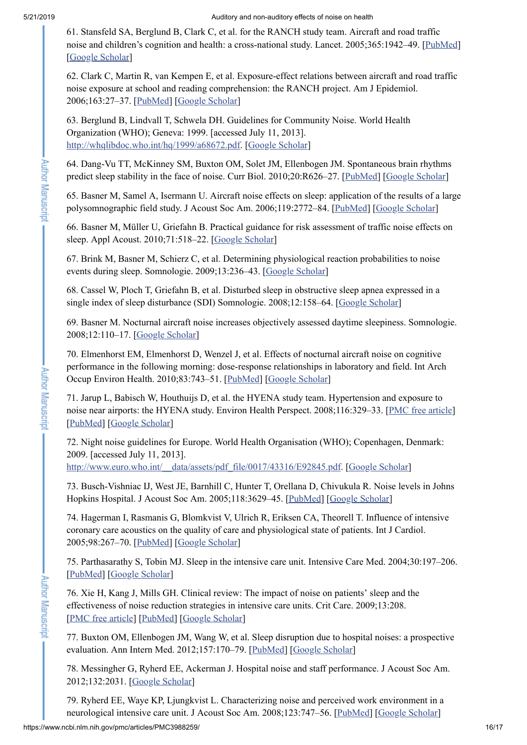61. Stansfeld SA, Berglund B, Clark C, et al. for the RANCH study team. Aircraft and road traffic noise and children's cognition and health: a cross-national study. Lancet. 2005;365:1942–49. [PubMed] [Google Scholar]

62. Clark C, Martin R, van Kempen E, et al. Exposure-effect relations between aircraft and road traffic noise exposure at school and reading comprehension: the RANCH project. Am J Epidemiol. 2006;163:27–37. [PubMed] [Google Scholar]

63. Berglund B, Lindvall T, Schwela DH. Guidelines for Community Noise. World Health Organization (WHO); Geneva: 1999. [accessed July 11, 2013]. http://whqlibdoc.who.int/hq/1999/a68672.pdf. [Google Scholar]

64. Dang-Vu TT, McKinney SM, Buxton OM, Solet JM, Ellenbogen JM. Spontaneous brain rhythms predict sleep stability in the face of noise. Curr Biol. 2010;20:R626–27. [PubMed] [Google Scholar]

65. Basner M, Samel A, Isermann U. Aircraft noise effects on sleep: application of the results of a large polysomnographic field study. J Acoust Soc Am. 2006;119:2772–84. [PubMed] [Google Scholar]

66. Basner M, Müller U, Griefahn B. Practical guidance for risk assessment of traffic noise effects on sleep. Appl Acoust. 2010;71:518–22. [Google Scholar]

67. Brink M, Basner M, Schierz C, et al. Determining physiological reaction probabilities to noise events during sleep. Somnologie. 2009;13:236–43. [Google Scholar]

68. Cassel W, Ploch T, Griefahn B, et al. Disturbed sleep in obstructive sleep apnea expressed in a single index of sleep disturbance (SDI) Somnologie. 2008;12:158–64. [Google Scholar]

69. Basner M. Nocturnal aircraft noise increases objectively assessed daytime sleepiness. Somnologie. 2008;12:110–17. [Google Scholar]

70. Elmenhorst EM, Elmenhorst D, Wenzel J, et al. Effects of nocturnal aircraft noise on cognitive performance in the following morning: dose-response relationships in laboratory and field. Int Arch Occup Environ Health. 2010;83:743–51. [PubMed] [Google Scholar]

71. Jarup L, Babisch W, Houthuijs D, et al. the HYENA study team. Hypertension and exposure to noise near airports: the HYENA study. Environ Health Perspect. 2008;116:329–33. [PMC free article] [PubMed] [Google Scholar]

72. Night noise guidelines for Europe. World Health Organisation (WHO); Copenhagen, Denmark: 2009. [accessed July 11, 2013]. http://www.euro.who.int/__data/assets/pdf_file/0017/43316/E92845.pdf. [Google Scholar]

73. Busch-Vishniac IJ, West JE, Barnhill C, Hunter T, Orellana D, Chivukula R. Noise levels in Johns Hopkins Hospital. J Acoust Soc Am. 2005;118:3629–45. [PubMed] [Google Scholar]

74. Hagerman I, Rasmanis G, Blomkvist V, Ulrich R, Eriksen CA, Theorell T. Influence of intensive coronary care acoustics on the quality of care and physiological state of patients. Int J Cardiol. 2005;98:267–70. [PubMed] [Google Scholar]

75. Parthasarathy S, Tobin MJ. Sleep in the intensive care unit. Intensive Care Med. 2004;30:197–206. [PubMed] [Google Scholar]

76. Xie H, Kang J, Mills GH. Clinical review: The impact of noise on patients' sleep and the effectiveness of noise reduction strategies in intensive care units. Crit Care. 2009;13:208. [PMC free article] [PubMed] [Google Scholar]

77. Buxton OM, Ellenbogen JM, Wang W, et al. Sleep disruption due to hospital noises: a prospective evaluation. Ann Intern Med. 2012;157:170–79. [PubMed] [Google Scholar]

78. Messingher G, Ryherd EE, Ackerman J. Hospital noise and staff performance. J Acoust Soc Am. 2012;132:2031. [Google Scholar]

79. Ryherd EE, Waye KP, Ljungkvist L. Characterizing noise and perceived work environment in a neurological intensive care unit. J Acoust Soc Am. 2008;123:747–56. [PubMed] [Google Scholar]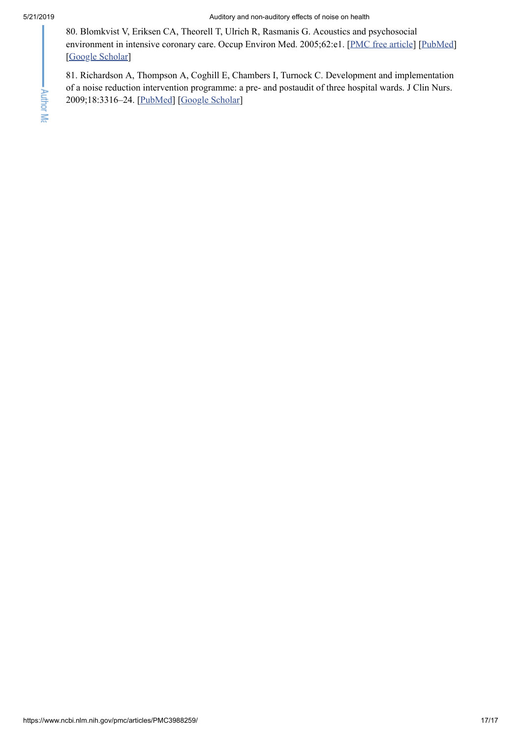80. Blomkvist V, Eriksen CA, Theorell T, Ulrich R, Rasmanis G. Acoustics and psychosocial environment in intensive coronary care. Occup Environ Med. 2005;62:e1. [PMC free article] [PubMed] [Google Scholar]

81. Richardson A, Thompson A, Coghill E, Chambers I, Turnock C. Development and implementation of a noise reduction intervention programme: a pre- and postaudit of three hospital wards. J Clin Nurs. 2009;18:3316–24. [PubMed] [Google Scholar]